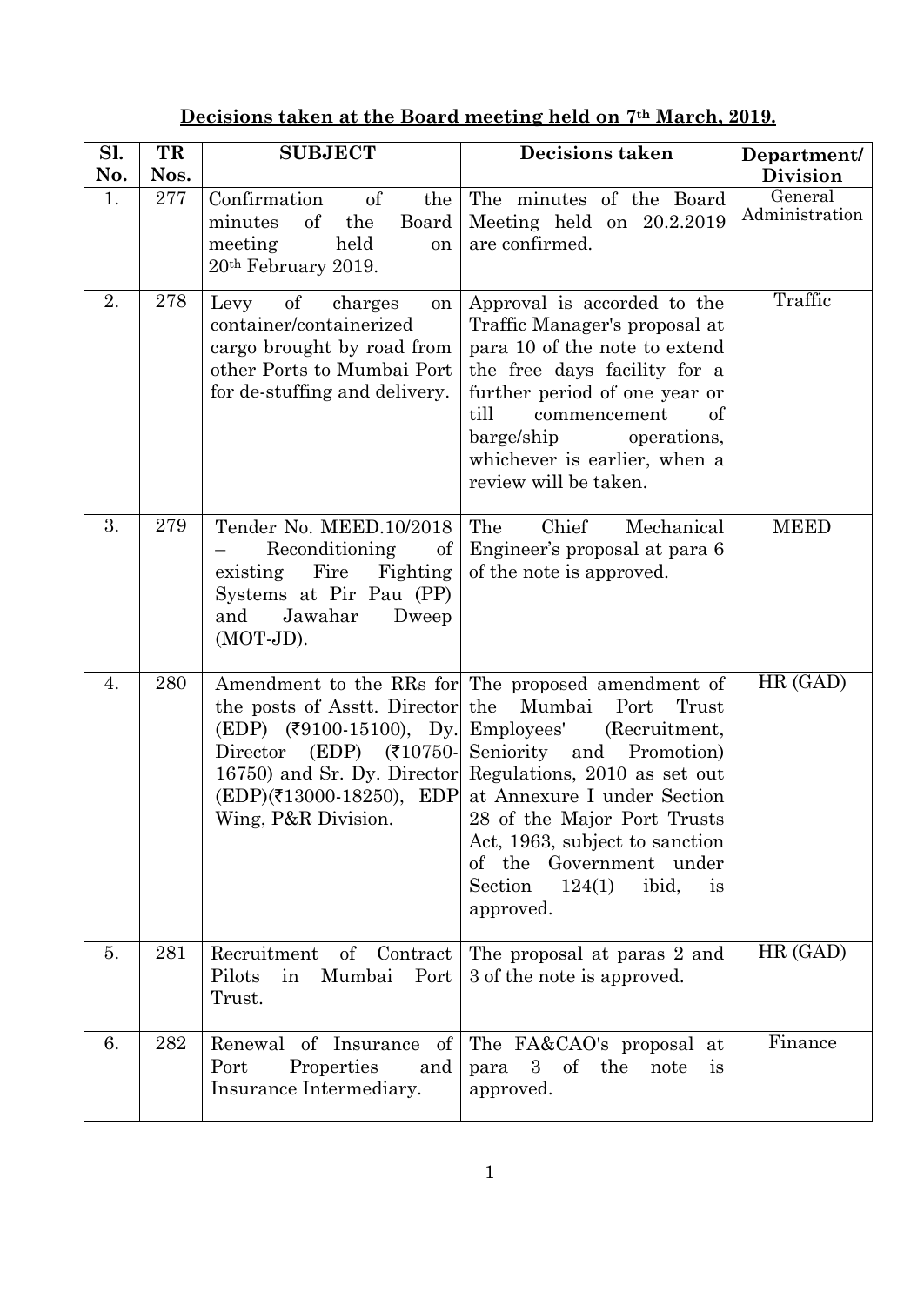**Decisions taken at the Board meeting held on 7th March, 2019.**

| Sl. No. | TR Nos. | SUBJECT | Decisions taken | Department/ Division |
|---|---|---|---|---|
| 1. | 277 | Confirmation of the minutes of the Board meeting held on 20th February 2019. | The minutes of the Board Meeting held on 20.2.2019 are confirmed. | General Administration |
| 2. | 278 | Levy of charges on container/containerized cargo brought by road from other Ports to Mumbai Port for de-stuffing and delivery. | Approval is accorded to the Traffic Manager's proposal at para 10 of the note to extend the free days facility for a further period of one year or till commencement of barge/ship operations, whichever is earlier, when a review will be taken. | Traffic |
| 3. | 279 | Tender No. MEED.10/2018 – Reconditioning of existing Fire Fighting Systems at Pir Pau (PP) and Jawahar Dweep (MOT-JD). | The Chief Mechanical Engineer's proposal at para 6 of the note is approved. | MEED |
| 4. | 280 | Amendment to the RRs for the posts of Asstt. Director (EDP) (₹9100-15100), Dy. Director (EDP) (₹10750-16750) and Sr. Dy. Director (EDP)(₹13000-18250), EDP Wing, P&R Division. | The proposed amendment of the Mumbai Port Trust Employees' (Recruitment, Seniority and Promotion) Regulations, 2010 as set out at Annexure I under Section 28 of the Major Port Trusts Act, 1963, subject to sanction of the Government under Section 124(1) ibid, is approved. | HR (GAD) |
| 5. | 281 | Recruitment of Contract Pilots in Mumbai Port Trust. | The proposal at paras 2 and 3 of the note is approved. | HR (GAD) |
| 6. | 282 | Renewal of Insurance of Port Properties and Insurance Intermediary. | The FA&CAO's proposal at para 3 of the note is approved. | Finance |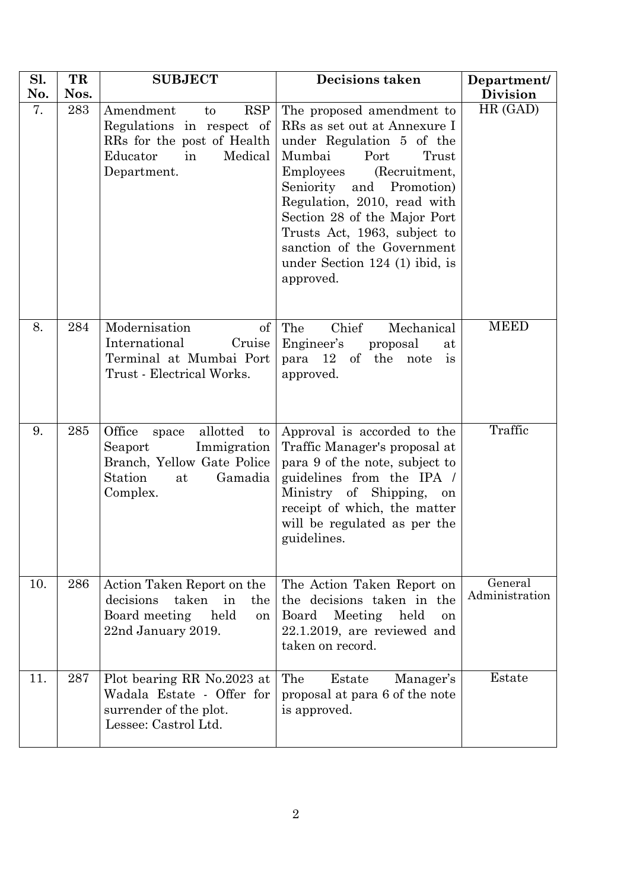| Sl. No. | TR Nos. | SUBJECT | Decisions taken | Department/ Division |
|---|---|---|---|---|
| 7. | 283 | Amendment to RSP Regulations in respect of RRs for the post of Health Educator in Medical Department. | The proposed amendment to RRs as set out at Annexure I under Regulation 5 of the Mumbai Port Trust Employees (Recruitment, Seniority and Promotion) Regulation, 2010, read with Section 28 of the Major Port Trusts Act, 1963, subject to sanction of the Government under Section 124 (1) ibid, is approved. | HR (GAD) |
| 8. | 284 | Modernisation of International Cruise Terminal at Mumbai Port Trust - Electrical Works. | The Chief Mechanical Engineer's proposal at para 12 of the note is approved. | MEED |
| 9. | 285 | Office space allotted to Seaport Immigration Branch, Yellow Gate Police Station at Gamadia Complex. | Approval is accorded to the Traffic Manager's proposal at para 9 of the note, subject to guidelines from the IPA / Ministry of Shipping, on receipt of which, the matter will be regulated as per the guidelines. | Traffic |
| 10. | 286 | Action Taken Report on the decisions taken in the Board meeting held on 22nd January 2019. | The Action Taken Report on the decisions taken in the Board Meeting held on 22.1.2019, are reviewed and taken on record. | General Administration |
| 11. | 287 | Plot bearing RR No.2023 at Wadala Estate - Offer for surrender of the plot. Lessee: Castrol Ltd. | The Estate Manager's proposal at para 6 of the note is approved. | Estate |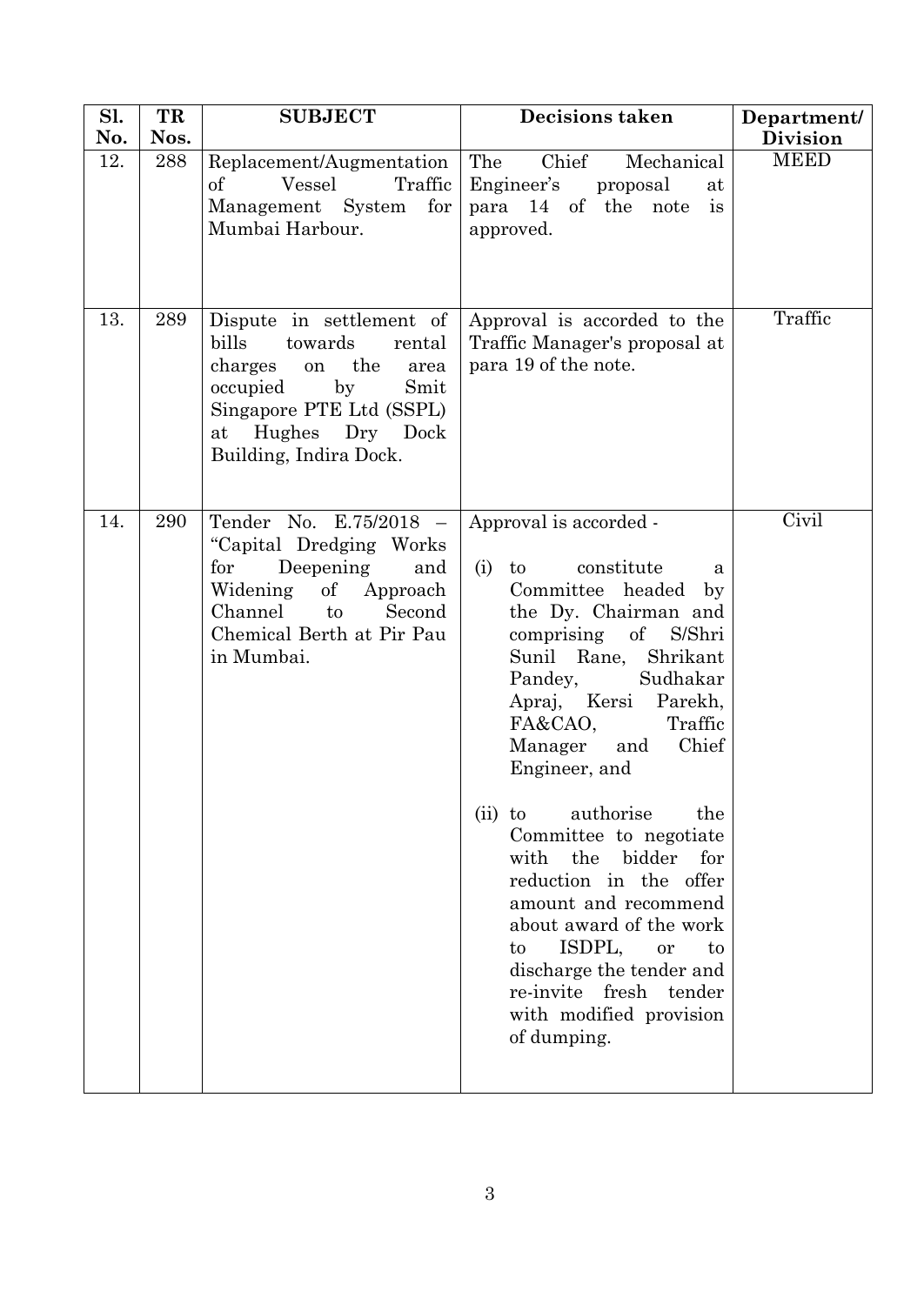| Sl. No. | TR Nos. | SUBJECT | Decisions taken | Department/ Division |
|---|---|---|---|---|
| 12. | 288 | Replacement/Augmentation of Vessel Traffic Management System for Mumbai Harbour. | The Chief Mechanical Engineer's proposal at para 14 of the note is approved. | MEED |
| 13. | 289 | Dispute in settlement of bills towards rental charges on the area occupied by Smit Singapore PTE Ltd (SSPL) at Hughes Dry Dock Building, Indira Dock. | Approval is accorded to the Traffic Manager's proposal at para 19 of the note. | Traffic |
| 14. | 290 | Tender No. E.75/2018 – "Capital Dredging Works for Deepening and Widening of Approach Channel to Second Chemical Berth at Pir Pau in Mumbai. | Approval is accorded - <br><br> (i) to constitute a Committee headed by the Dy. Chairman and comprising of S/Shri Sunil Rane, Shrikant Pandey, Sudhakar Apraj, Kersi Parekh, FA&CAO, Traffic Manager and Chief Engineer, and <br><br> (ii) to authorise the Committee to negotiate with the bidder for reduction in the offer amount and recommend about award of the work to ISDPL, or to discharge the tender and re-invite fresh tender with modified provision of dumping. | Civil |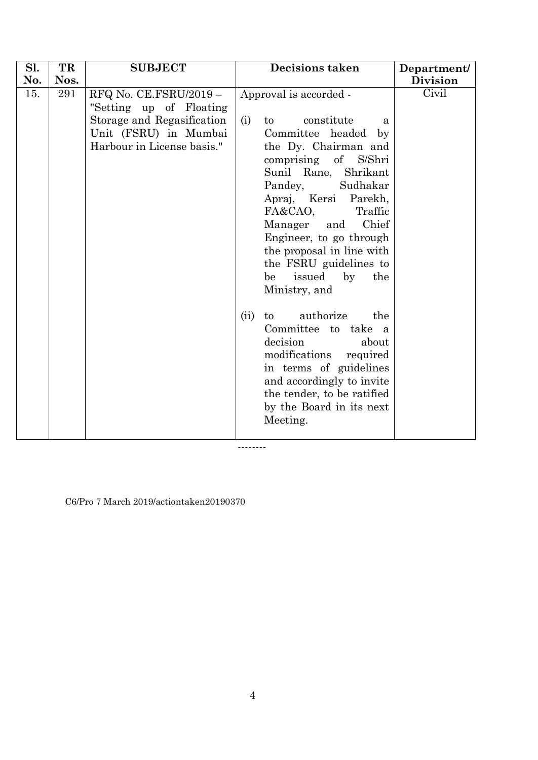| Sl. No. | TR Nos. | SUBJECT | Decisions taken | Department/ Division |
|---|---|---|---|---|
| 15. | 291 | RFQ No. CE.FSRU/2019 – "Setting up of Floating Storage and Regasification Unit (FSRU) in Mumbai Harbour in License basis." | Approval is accorded -<br><br>(i) to constitute a Committee headed by the Dy. Chairman and comprising of S/Shri Sunil Rane, Shrikant Pandey, Sudhakar Apraj, Kersi Parekh, FA&CAO, Traffic Manager and Chief Engineer, to go through the proposal in line with the FSRU guidelines to be issued by the Ministry, and<br><br>(ii) to authorize the Committee to take a decision about modifications required in terms of guidelines and accordingly to invite the tender, to be ratified by the Board in its next Meeting. | Civil |

--------

C6/Pro 7 March 2019/actiontaken20190370